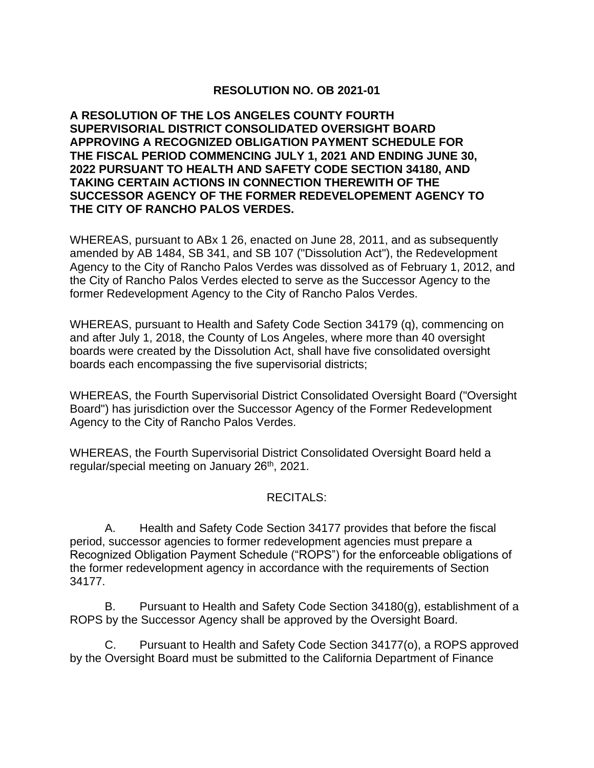**RESOLUTION NO. OB 2021-01**

**A RESOLUTION OF THE LOS ANGELES COUNTY FOURTH SUPERVISORIAL DISTRICT CONSOLIDATED OVERSIGHT BOARD APPROVING A RECOGNIZED OBLIGATION PAYMENT SCHEDULE FOR THE FISCAL PERIOD COMMENCING JULY 1, 2021 AND ENDING JUNE 30, 2022 PURSUANT TO HEALTH AND SAFETY CODE SECTION 34180, AND TAKING CERTAIN ACTIONS IN CONNECTION THEREWITH OF THE SUCCESSOR AGENCY OF THE FORMER REDEVELOPEMENT AGENCY TO THE CITY OF RANCHO PALOS VERDES.**

WHEREAS, pursuant to ABx 1 26, enacted on June 28, 2011, and as subsequently amended by AB 1484, SB 341, and SB 107 ("Dissolution Act"), the Redevelopment Agency to the City of Rancho Palos Verdes was dissolved as of February 1, 2012, and the City of Rancho Palos Verdes elected to serve as the Successor Agency to the former Redevelopment Agency to the City of Rancho Palos Verdes.

WHEREAS, pursuant to Health and Safety Code Section 34179 (q), commencing on and after July 1, 2018, the County of Los Angeles, where more than 40 oversight boards were created by the Dissolution Act, shall have five consolidated oversight boards each encompassing the five supervisorial districts;

WHEREAS, the Fourth Supervisorial District Consolidated Oversight Board ("Oversight Board") has jurisdiction over the Successor Agency of the Former Redevelopment Agency to the City of Rancho Palos Verdes.

WHEREAS, the Fourth Supervisorial District Consolidated Oversight Board held a regular/special meeting on January 26th, 2021.

RECITALS:

A. Health and Safety Code Section 34177 provides that before the fiscal period, successor agencies to former redevelopment agencies must prepare a Recognized Obligation Payment Schedule ("ROPS") for the enforceable obligations of the former redevelopment agency in accordance with the requirements of Section 34177.

B. Pursuant to Health and Safety Code Section 34180(g), establishment of a ROPS by the Successor Agency shall be approved by the Oversight Board.

C. Pursuant to Health and Safety Code Section 34177(o), a ROPS approved by the Oversight Board must be submitted to the California Department of Finance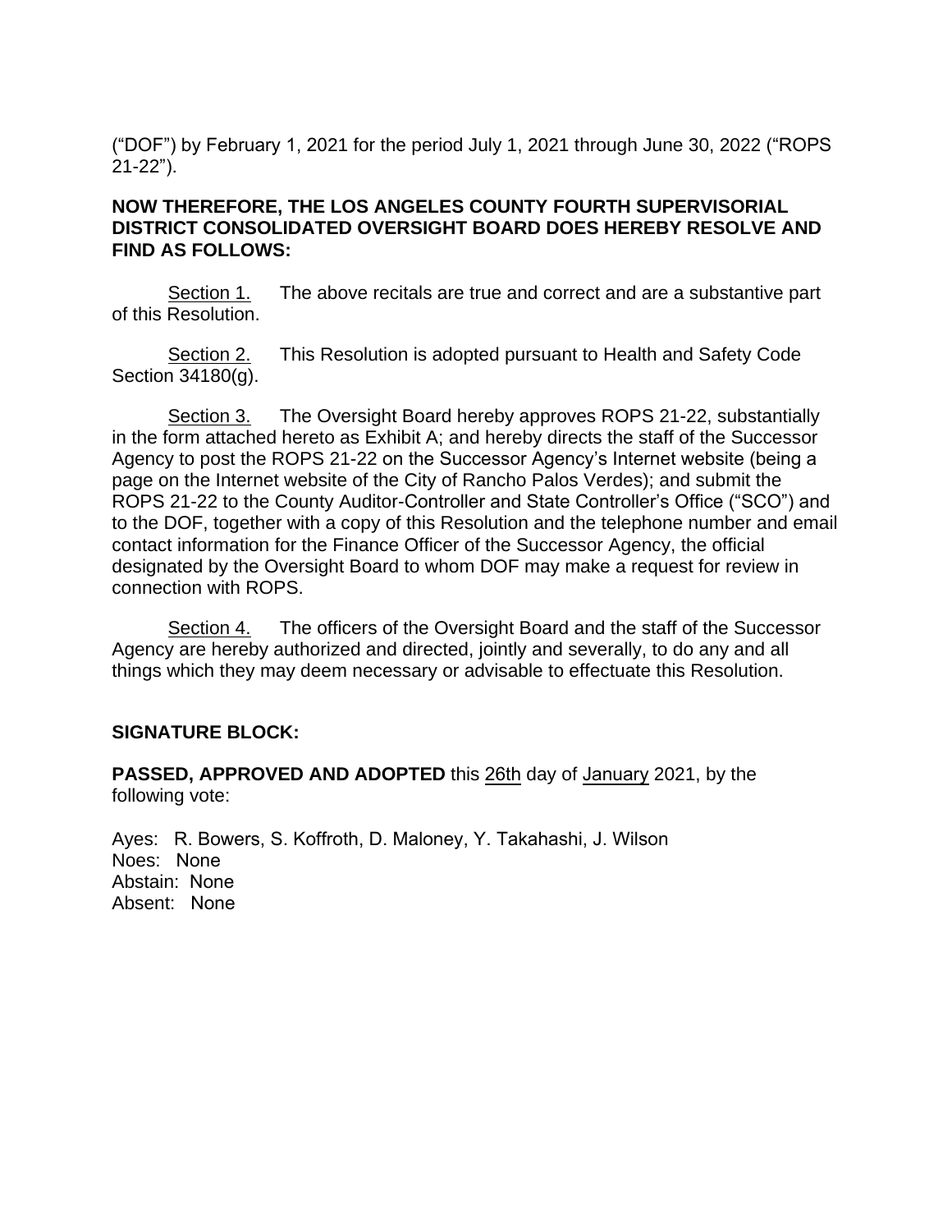("DOF") by February 1, 2021 for the period July 1, 2021 through June 30, 2022 ("ROPS 21-22").

**NOW THEREFORE, THE LOS ANGELES COUNTY FOURTH SUPERVISORIAL DISTRICT CONSOLIDATED OVERSIGHT BOARD DOES HEREBY RESOLVE AND FIND AS FOLLOWS:**

Section 1. The above recitals are true and correct and are a substantive part of this Resolution.

Section 2. This Resolution is adopted pursuant to Health and Safety Code Section 34180(g).

Section 3. The Oversight Board hereby approves ROPS 21-22, substantially in the form attached hereto as Exhibit A; and hereby directs the staff of the Successor Agency to post the ROPS 21-22 on the Successor Agency's Internet website (being a page on the Internet website of the City of Rancho Palos Verdes); and submit the ROPS 21-22 to the County Auditor-Controller and State Controller's Office ("SCO") and to the DOF, together with a copy of this Resolution and the telephone number and email contact information for the Finance Officer of the Successor Agency, the official designated by the Oversight Board to whom DOF may make a request for review in connection with ROPS.

Section 4. The officers of the Oversight Board and the staff of the Successor Agency are hereby authorized and directed, jointly and severally, to do any and all things which they may deem necessary or advisable to effectuate this Resolution.

**SIGNATURE BLOCK:**

**PASSED, APPROVED AND ADOPTED** this 26th day of January 2021, by the following vote:

Ayes: R. Bowers, S. Koffroth, D. Maloney, Y. Takahashi, J. Wilson
Noes: None
Abstain: None
Absent: None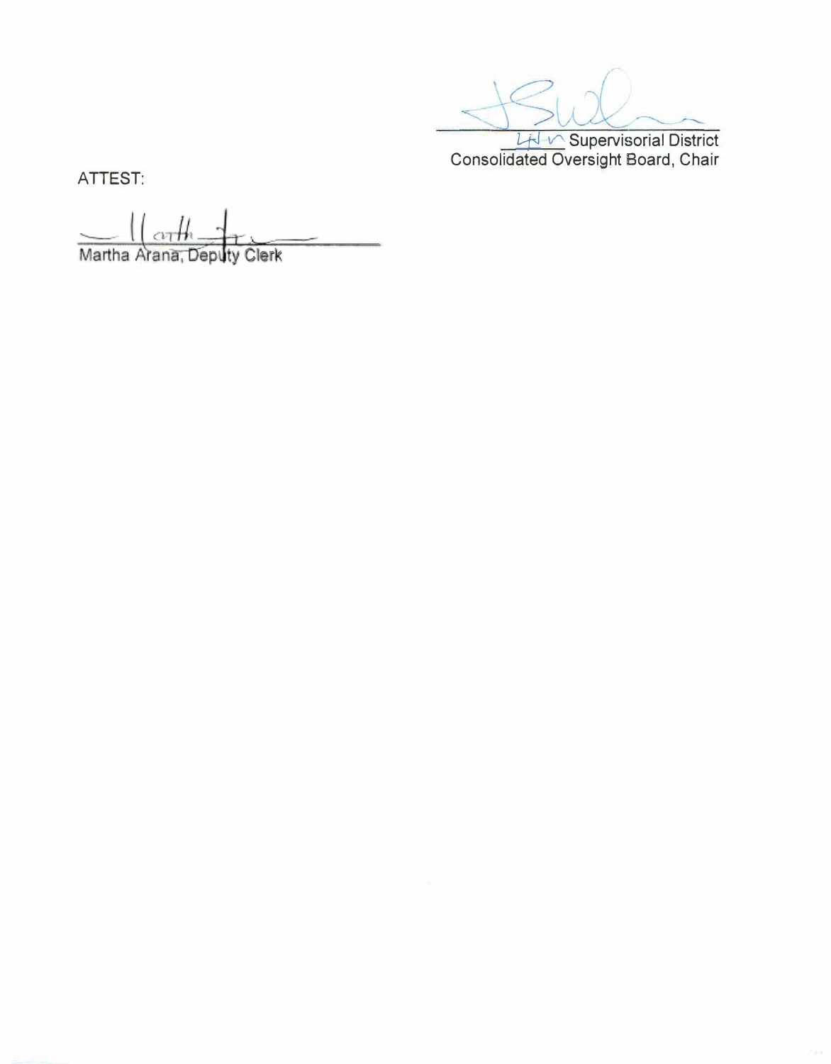_______ Supervisorial District
Consolidated Oversight Board, Chair

ATTEST:

Martha Arana, Deputy Clerk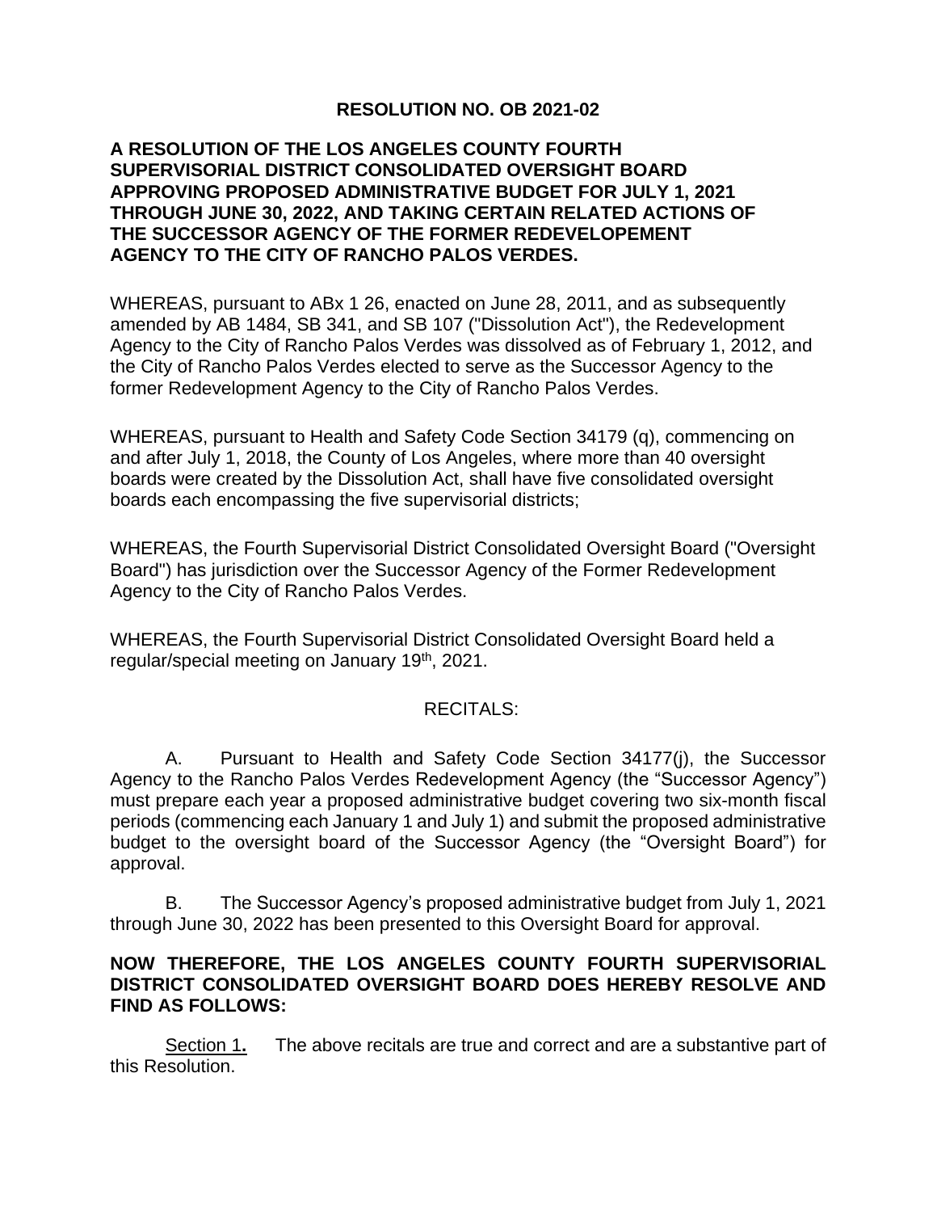**RESOLUTION NO. OB 2021-02**

**A RESOLUTION OF THE LOS ANGELES COUNTY FOURTH SUPERVISORIAL DISTRICT CONSOLIDATED OVERSIGHT BOARD APPROVING PROPOSED ADMINISTRATIVE BUDGET FOR JULY 1, 2021 THROUGH JUNE 30, 2022, AND TAKING CERTAIN RELATED ACTIONS OF THE SUCCESSOR AGENCY OF THE FORMER REDEVELOPEMENT AGENCY TO THE CITY OF RANCHO PALOS VERDES.**

WHEREAS, pursuant to ABx 1 26, enacted on June 28, 2011, and as subsequently amended by AB 1484, SB 341, and SB 107 ("Dissolution Act"), the Redevelopment Agency to the City of Rancho Palos Verdes was dissolved as of February 1, 2012, and the City of Rancho Palos Verdes elected to serve as the Successor Agency to the former Redevelopment Agency to the City of Rancho Palos Verdes.

WHEREAS, pursuant to Health and Safety Code Section 34179 (q), commencing on and after July 1, 2018, the County of Los Angeles, where more than 40 oversight boards were created by the Dissolution Act, shall have five consolidated oversight boards each encompassing the five supervisorial districts;

WHEREAS, the Fourth Supervisorial District Consolidated Oversight Board ("Oversight Board") has jurisdiction over the Successor Agency of the Former Redevelopment Agency to the City of Rancho Palos Verdes.

WHEREAS, the Fourth Supervisorial District Consolidated Oversight Board held a regular/special meeting on January 19th, 2021.

RECITALS:

A. Pursuant to Health and Safety Code Section 34177(j), the Successor Agency to the Rancho Palos Verdes Redevelopment Agency (the "Successor Agency") must prepare each year a proposed administrative budget covering two six-month fiscal periods (commencing each January 1 and July 1) and submit the proposed administrative budget to the oversight board of the Successor Agency (the "Oversight Board") for approval.

B. The Successor Agency's proposed administrative budget from July 1, 2021 through June 30, 2022 has been presented to this Oversight Board for approval.

**NOW THEREFORE, THE LOS ANGELES COUNTY FOURTH SUPERVISORIAL DISTRICT CONSOLIDATED OVERSIGHT BOARD DOES HEREBY RESOLVE AND FIND AS FOLLOWS:**

Section 1**.** The above recitals are true and correct and are a substantive part of this Resolution.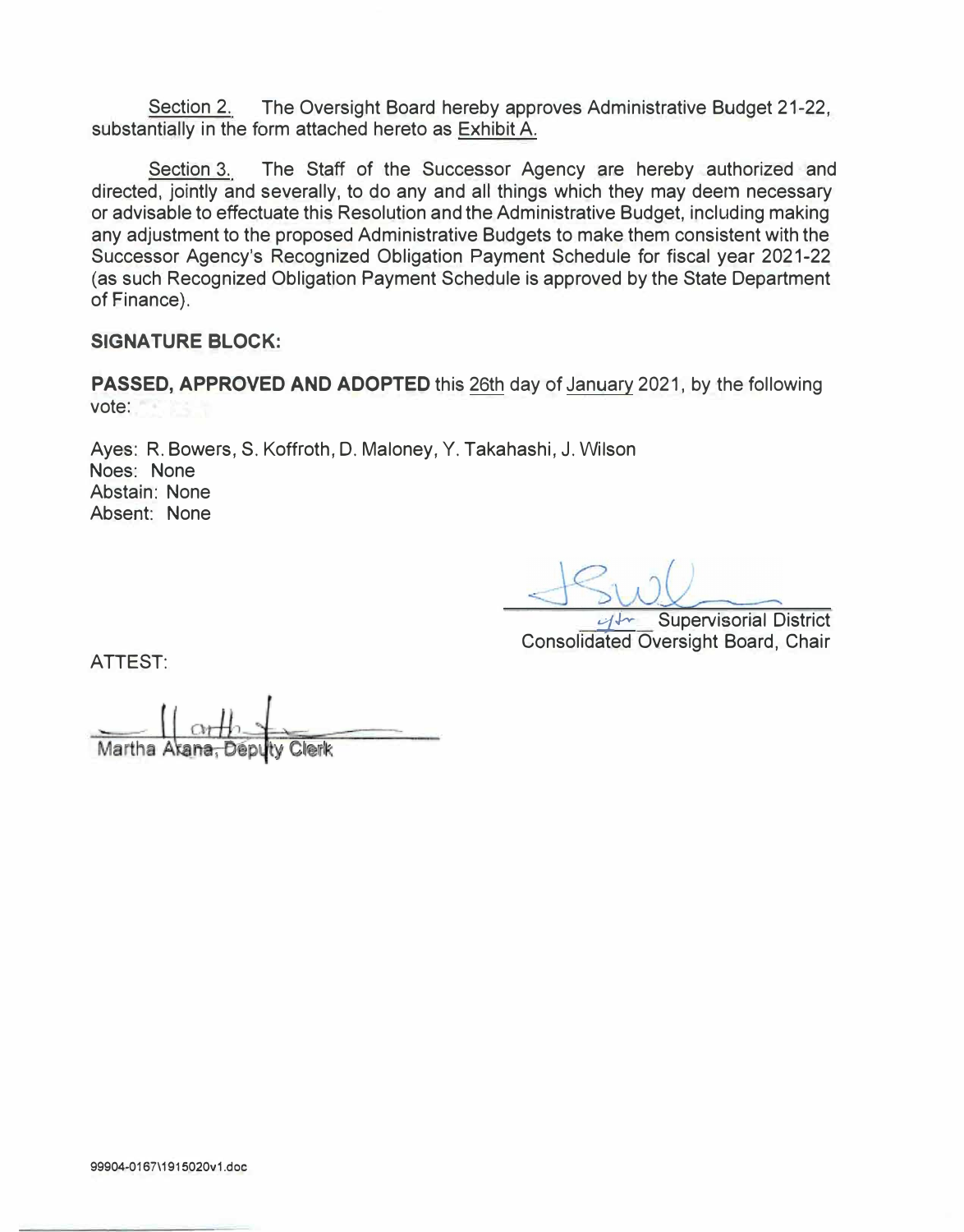Section 2. The Oversight Board hereby approves Administrative Budget 21-22, substantially in the form attached hereto as Exhibit A.

Section 3. The Staff of the Successor Agency are hereby authorized and directed, jointly and severally, to do any and all things which they may deem necessary or advisable to effectuate this Resolution and the Administrative Budget, including making any adjustment to the proposed Administrative Budgets to make them consistent with the Successor Agency's Recognized Obligation Payment Schedule for fiscal year 2021-22 (as such Recognized Obligation Payment Schedule is approved by the State Department of Finance).

**SIGNATURE BLOCK:**

**PASSED, APPROVED AND ADOPTED** this 26th day of January 2021, by the following vote:

Ayes: R. Bowers, S. Koffroth, D. Maloney, Y. Takahashi, J. Wilson
Noes: None
Abstain: None
Absent: None

4th Supervisorial District
Consolidated Oversight Board, Chair

ATTEST:

Martha Arana, Deputy Clerk

99904-0167\1915020v1.doc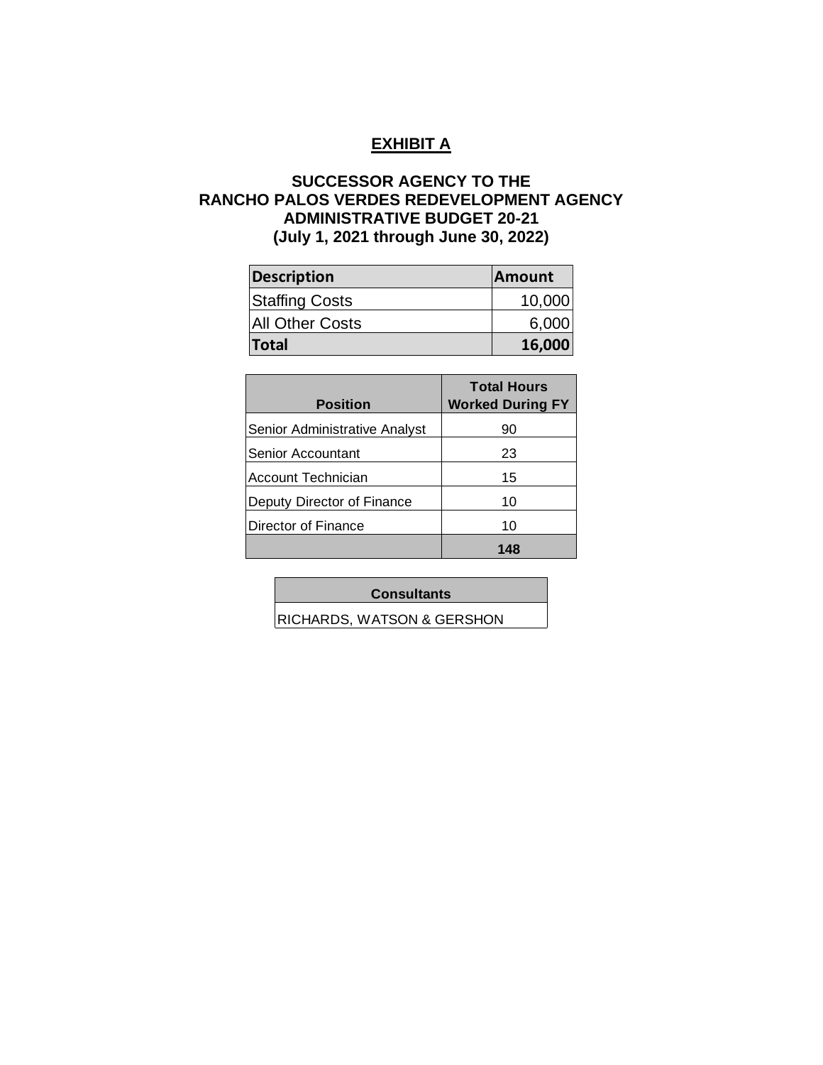# EXHIBIT A

## SUCCESSOR AGENCY TO THE RANCHO PALOS VERDES REDEVELOPMENT AGENCY ADMINISTRATIVE BUDGET 20-21 (July 1, 2021 through June 30, 2022)

| Description | Amount |
|---|---|
| Staffing Costs | 10,000 |
| All Other Costs | 6,000 |
| **Total** | **16,000** |

| Position | Total Hours Worked During FY |
|---|---|
| Senior Administrative Analyst | 90 |
| Senior Accountant | 23 |
| Account Technician | 15 |
| Deputy Director of Finance | 10 |
| Director of Finance | 10 |
| | **148** |

| Consultants |
|---|
| RICHARDS, WATSON & GERSHON |